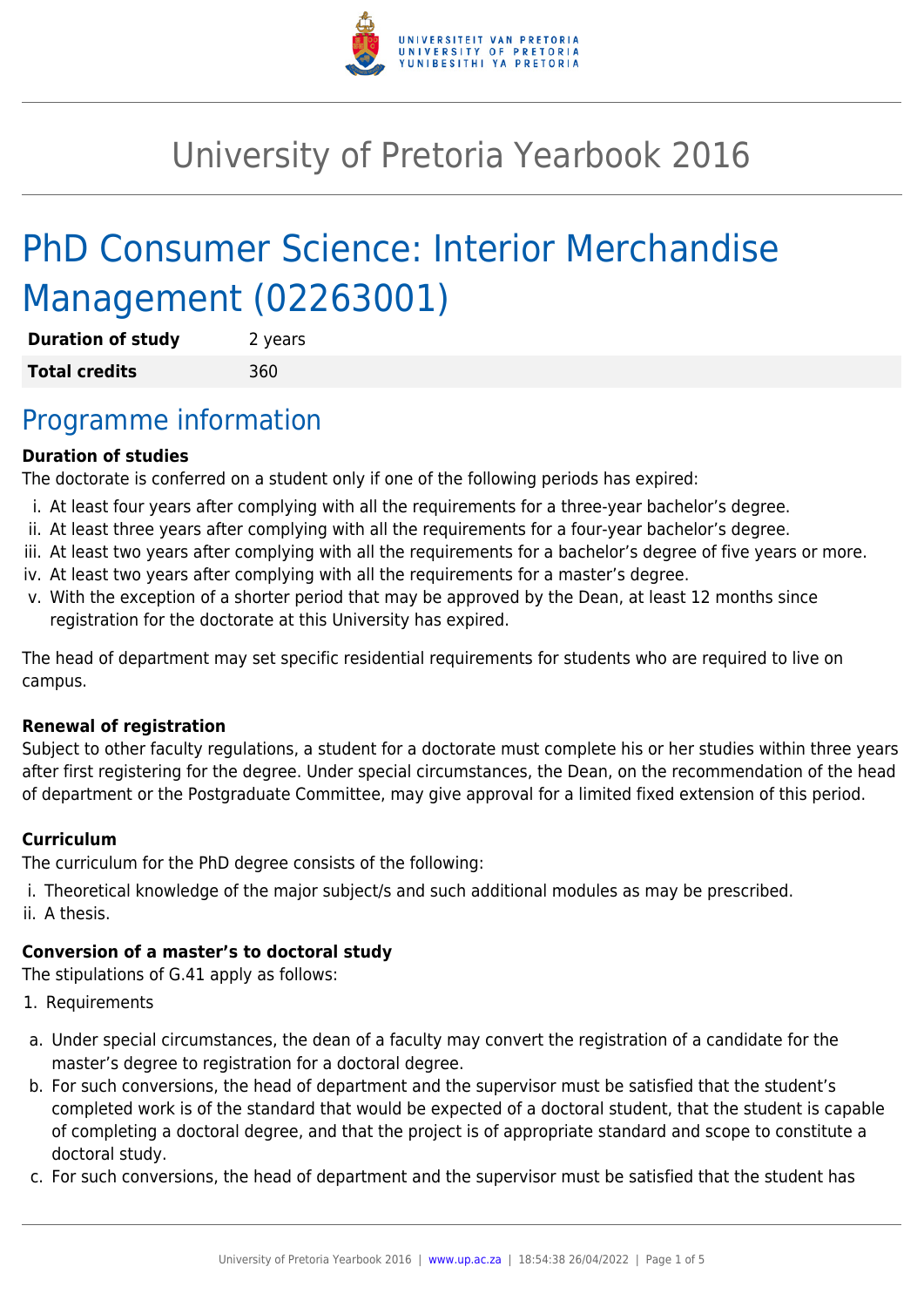# University of Pretoria Yearbook 2016

# PhD Consumer Science: Interior Merchandise Management (02263001)

| | |
|---|---|
| **Duration of study** | 2 years |
| **Total credits** | 360 |

## Programme information

**Duration of studies**

The doctorate is conferred on a student only if one of the following periods has expired:

i. At least four years after complying with all the requirements for a three-year bachelor's degree.
ii. At least three years after complying with all the requirements for a four-year bachelor's degree.
iii. At least two years after complying with all the requirements for a bachelor's degree of five years or more.
iv. At least two years after complying with all the requirements for a master's degree.
v. With the exception of a shorter period that may be approved by the Dean, at least 12 months since registration for the doctorate at this University has expired.

The head of department may set specific residential requirements for students who are required to live on campus.

**Renewal of registration**

Subject to other faculty regulations, a student for a doctorate must complete his or her studies within three years after first registering for the degree. Under special circumstances, the Dean, on the recommendation of the head of department or the Postgraduate Committee, may give approval for a limited fixed extension of this period.

**Curriculum**

The curriculum for the PhD degree consists of the following:

i. Theoretical knowledge of the major subject/s and such additional modules as may be prescribed.
ii. A thesis.

**Conversion of a master's to doctoral study**

The stipulations of G.41 apply as follows:

1. Requirements

a. Under special circumstances, the dean of a faculty may convert the registration of a candidate for the master's degree to registration for a doctoral degree.
b. For such conversions, the head of department and the supervisor must be satisfied that the student's completed work is of the standard that would be expected of a doctoral student, that the student is capable of completing a doctoral degree, and that the project is of appropriate standard and scope to constitute a doctoral study.
c. For such conversions, the head of department and the supervisor must be satisfied that the student has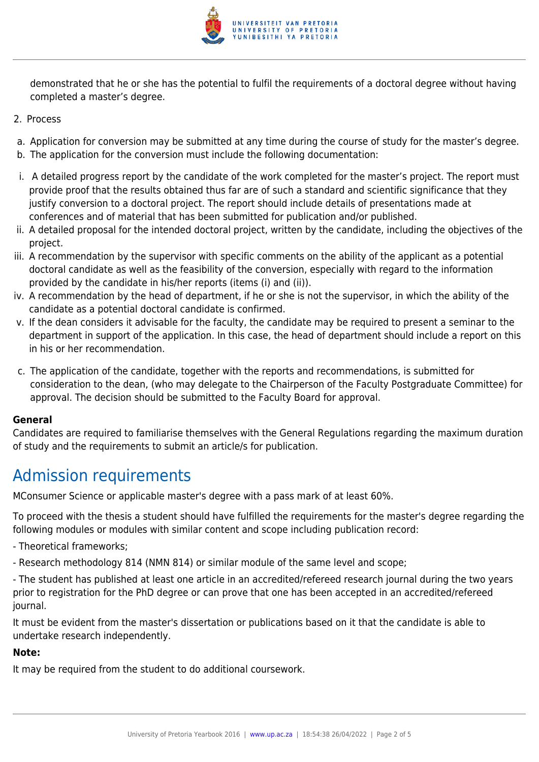demonstrated that he or she has the potential to fulfil the requirements of a doctoral degree without having completed a master's degree.

2. Process

a. Application for conversion may be submitted at any time during the course of study for the master's degree.
b. The application for the conversion must include the following documentation:

i. A detailed progress report by the candidate of the work completed for the master's project. The report must provide proof that the results obtained thus far are of such a standard and scientific significance that they justify conversion to a doctoral project. The report should include details of presentations made at conferences and of material that has been submitted for publication and/or published.
ii. A detailed proposal for the intended doctoral project, written by the candidate, including the objectives of the project.
iii. A recommendation by the supervisor with specific comments on the ability of the applicant as a potential doctoral candidate as well as the feasibility of the conversion, especially with regard to the information provided by the candidate in his/her reports (items (i) and (ii)).
iv. A recommendation by the head of department, if he or she is not the supervisor, in which the ability of the candidate as a potential doctoral candidate is confirmed.
v. If the dean considers it advisable for the faculty, the candidate may be required to present a seminar to the department in support of the application. In this case, the head of department should include a report on this in his or her recommendation.

c. The application of the candidate, together with the reports and recommendations, is submitted for consideration to the dean, (who may delegate to the Chairperson of the Faculty Postgraduate Committee) for approval. The decision should be submitted to the Faculty Board for approval.

**General**

Candidates are required to familiarise themselves with the General Regulations regarding the maximum duration of study and the requirements to submit an article/s for publication.

## Admission requirements

MConsumer Science or applicable master's degree with a pass mark of at least 60%.

To proceed with the thesis a student should have fulfilled the requirements for the master's degree regarding the following modules or modules with similar content and scope including publication record:

- Theoretical frameworks;

- Research methodology 814 (NMN 814) or similar module of the same level and scope;

- The student has published at least one article in an accredited/refereed research journal during the two years prior to registration for the PhD degree or can prove that one has been accepted in an accredited/refereed journal.

It must be evident from the master's dissertation or publications based on it that the candidate is able to undertake research independently.

**Note:**

It may be required from the student to do additional coursework.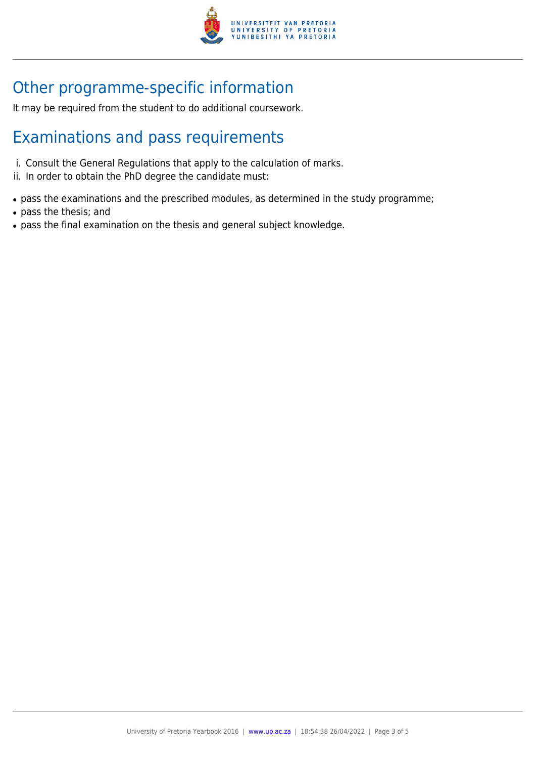## Other programme-specific information

It may be required from the student to do additional coursework.

## Examinations and pass requirements

i. Consult the General Regulations that apply to the calculation of marks.
ii. In order to obtain the PhD degree the candidate must:

- pass the examinations and the prescribed modules, as determined in the study programme;
- pass the thesis; and
- pass the final examination on the thesis and general subject knowledge.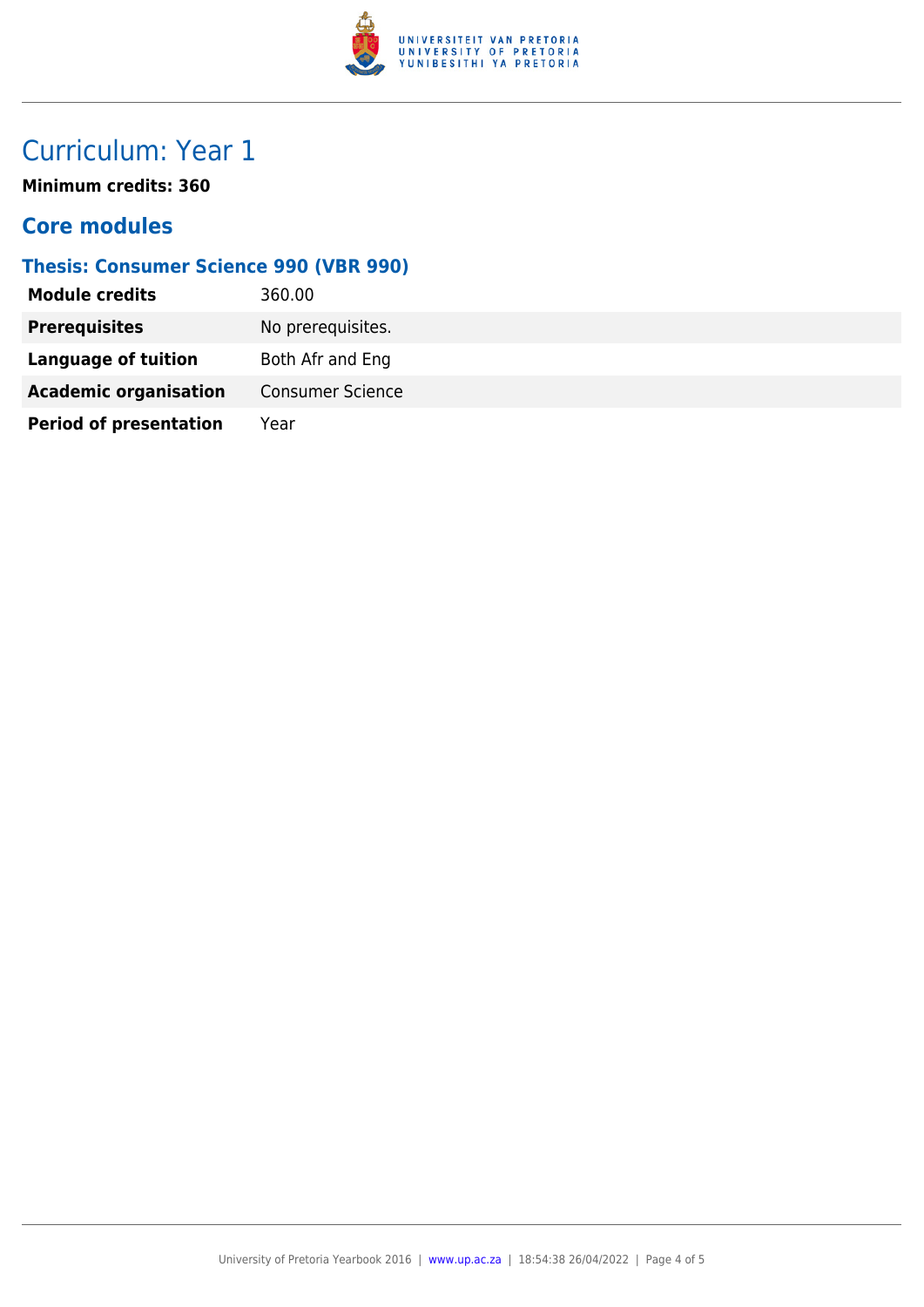# Curriculum: Year 1

**Minimum credits: 360**

## Core modules

### Thesis: Consumer Science 990 (VBR 990)

| | |
|---|---|
| **Module credits** | 360.00 |
| **Prerequisites** | No prerequisites. |
| **Language of tuition** | Both Afr and Eng |
| **Academic organisation** | Consumer Science |
| **Period of presentation** | Year |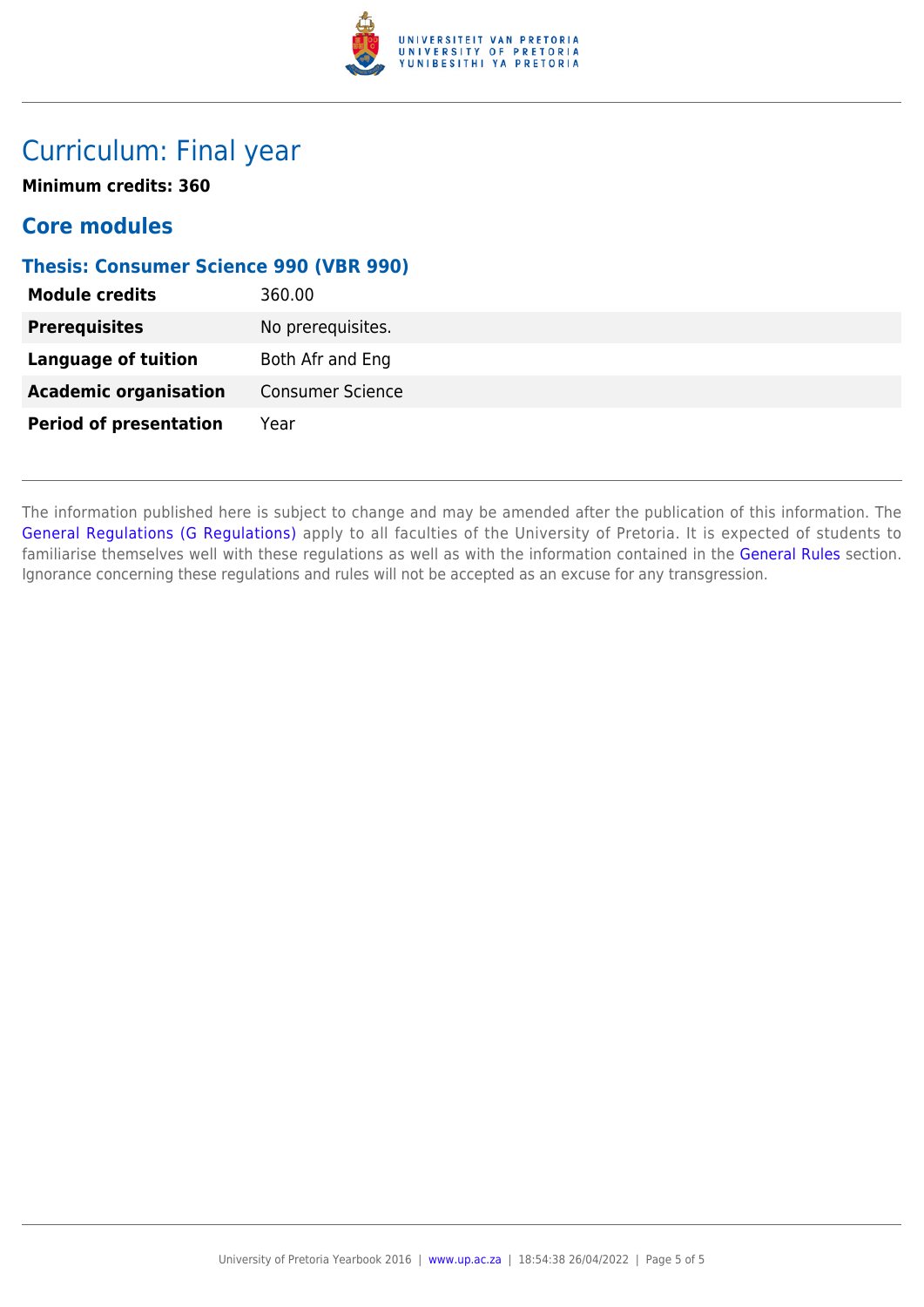## Curriculum: Final year

**Minimum credits: 360**

### Core modules

#### Thesis: Consumer Science 990 (VBR 990)

| | |
|---|---|
| **Module credits** | 360.00 |
| **Prerequisites** | No prerequisites. |
| **Language of tuition** | Both Afr and Eng |
| **Academic organisation** | Consumer Science |
| **Period of presentation** | Year |

The information published here is subject to change and may be amended after the publication of this information. The General Regulations (G Regulations) apply to all faculties of the University of Pretoria. It is expected of students to familiarise themselves well with these regulations as well as with the information contained in the General Rules section. Ignorance concerning these regulations and rules will not be accepted as an excuse for any transgression.